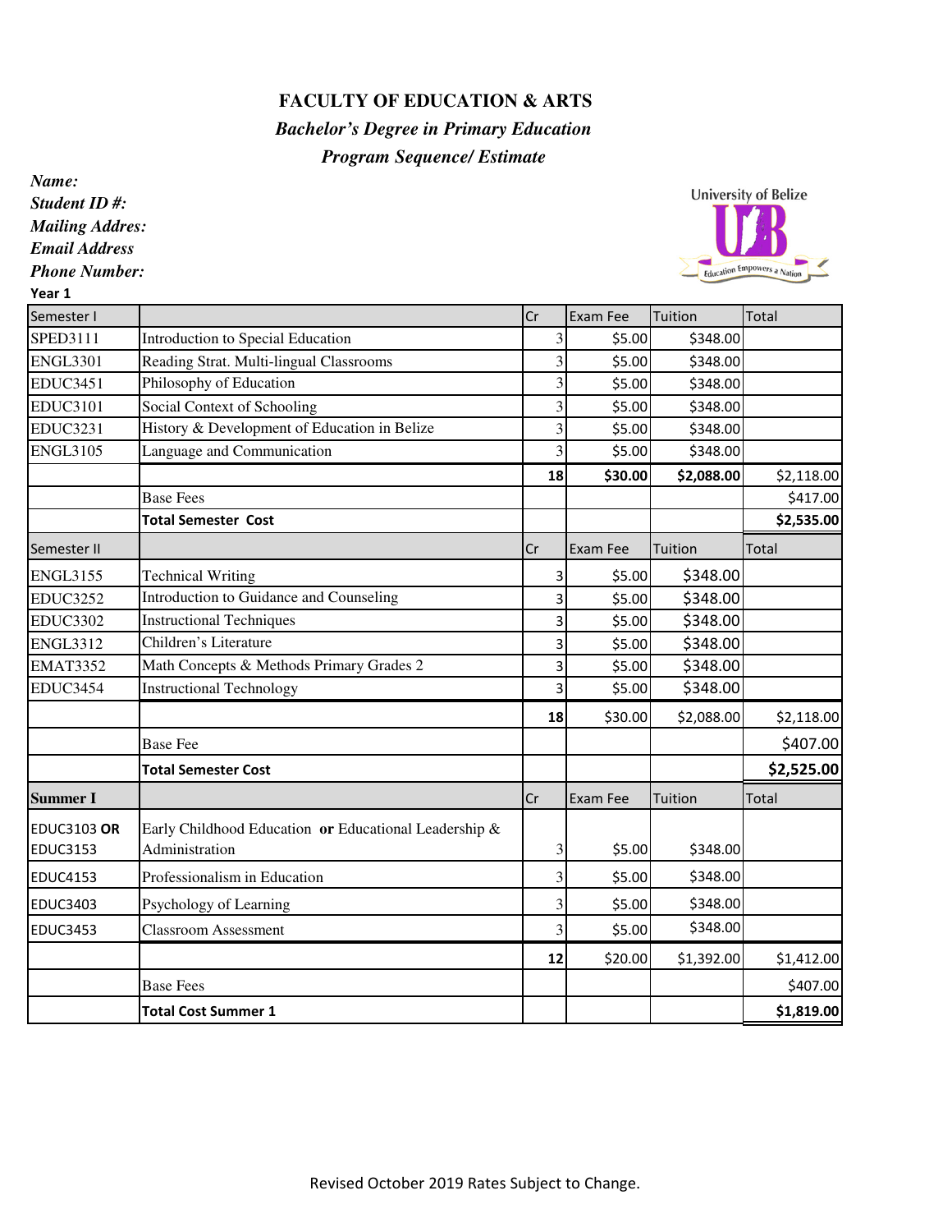# FACULTY OF EDUCATION & ARTS

## *Bachelor's Degree in Primary Education*

### *Program Sequence/ Estimate*

***Name:***
***Student ID #:***
***Mailing Addres:***
***Email Address***
***Phone Number:***

**Year 1**

| Semester I | | Cr | Exam Fee | Tuition | Total |
|---|---|---|---|---|---|
| SPED3111 | Introduction to Special Education | 3 | $5.00 | $348.00 | |
| ENGL3301 | Reading Strat. Multi-lingual Classrooms | 3 | $5.00 | $348.00 | |
| EDUC3451 | Philosophy of Education | 3 | $5.00 | $348.00 | |
| EDUC3101 | Social Context of Schooling | 3 | $5.00 | $348.00 | |
| EDUC3231 | History & Development of Education in Belize | 3 | $5.00 | $348.00 | |
| ENGL3105 | Language and Communication | 3 | $5.00 | $348.00 | |
| | | **18** | **$30.00** | **$2,088.00** | $2,118.00 |
| | Base Fees | | | | $417.00 |
| | **Total Semester Cost** | | | | **$2,535.00** |
| Semester II | | Cr | Exam Fee | Tuition | Total |
| ENGL3155 | Technical Writing | 3 | $5.00 | $348.00 | |
| EDUC3252 | Introduction to Guidance and Counseling | 3 | $5.00 | $348.00 | |
| EDUC3302 | Instructional Techniques | 3 | $5.00 | $348.00 | |
| ENGL3312 | Children's Literature | 3 | $5.00 | $348.00 | |
| EMAT3352 | Math Concepts & Methods Primary Grades 2 | 3 | $5.00 | $348.00 | |
| EDUC3454 | Instructional Technology | 3 | $5.00 | $348.00 | |
| | | **18** | $30.00 | $2,088.00 | $2,118.00 |
| | Base Fee | | | | $407.00 |
| | **Total Semester Cost** | | | | **$2,525.00** |
| **Summer I** | | Cr | Exam Fee | Tuition | Total |
| EDUC3103 **OR** EDUC3153 | Early Childhood Education **or** Educational Leadership & Administration | 3 | $5.00 | $348.00 | |
| EDUC4153 | Professionalism in Education | 3 | $5.00 | $348.00 | |
| EDUC3403 | Psychology of Learning | 3 | $5.00 | $348.00 | |
| EDUC3453 | Classroom Assessment | 3 | $5.00 | $348.00 | |
| | | **12** | $20.00 | $1,392.00 | $1,412.00 |
| | Base Fees | | | | $407.00 |
| | **Total Cost Summer 1** | | | | **$1,819.00** |

Revised October 2019 Rates Subject to Change.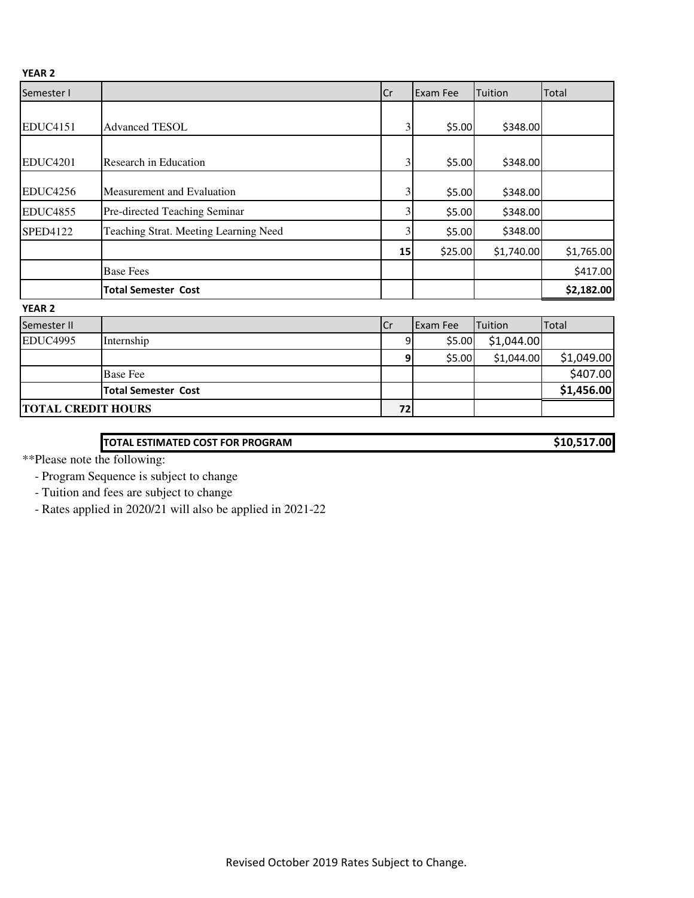**YEAR 2**

| Semester I | | Cr | Exam Fee | Tuition | Total |
|---|---|---|---|---|---|
| EDUC4151 | Advanced TESOL | 3 | $5.00 | $348.00 | |
| EDUC4201 | Research in Education | 3 | $5.00 | $348.00 | |
| EDUC4256 | Measurement and Evaluation | 3 | $5.00 | $348.00 | |
| EDUC4855 | Pre-directed Teaching Seminar | 3 | $5.00 | $348.00 | |
| SPED4122 | Teaching Strat. Meeting Learning Need | 3 | $5.00 | $348.00 | |
| | | **15** | $25.00 | $1,740.00 | $1,765.00 |
| | Base Fees | | | | $417.00 |
| | **Total Semester Cost** | | | | **$2,182.00** |

**YEAR 2**

| Semester II | | Cr | Exam Fee | Tuition | Total |
|---|---|---|---|---|---|
| EDUC4995 | Internship | 9 | $5.00 | $1,044.00 | |
| | | **9** | $5.00 | $1,044.00 | $1,049.00 |
| | Base Fee | | | | $407.00 |
| | **Total Semester Cost** | | | | **$1,456.00** |
| **TOTAL CREDIT HOURS** | | **72** | | | |

| **TOTAL ESTIMATED COST FOR PROGRAM** | **$10,517.00** |
|---|---|

**Please note the following:

- Program Sequence is subject to change
- Tuition and fees are subject to change
- Rates applied in 2020/21 will also be applied in 2021-22

Revised October 2019 Rates Subject to Change.